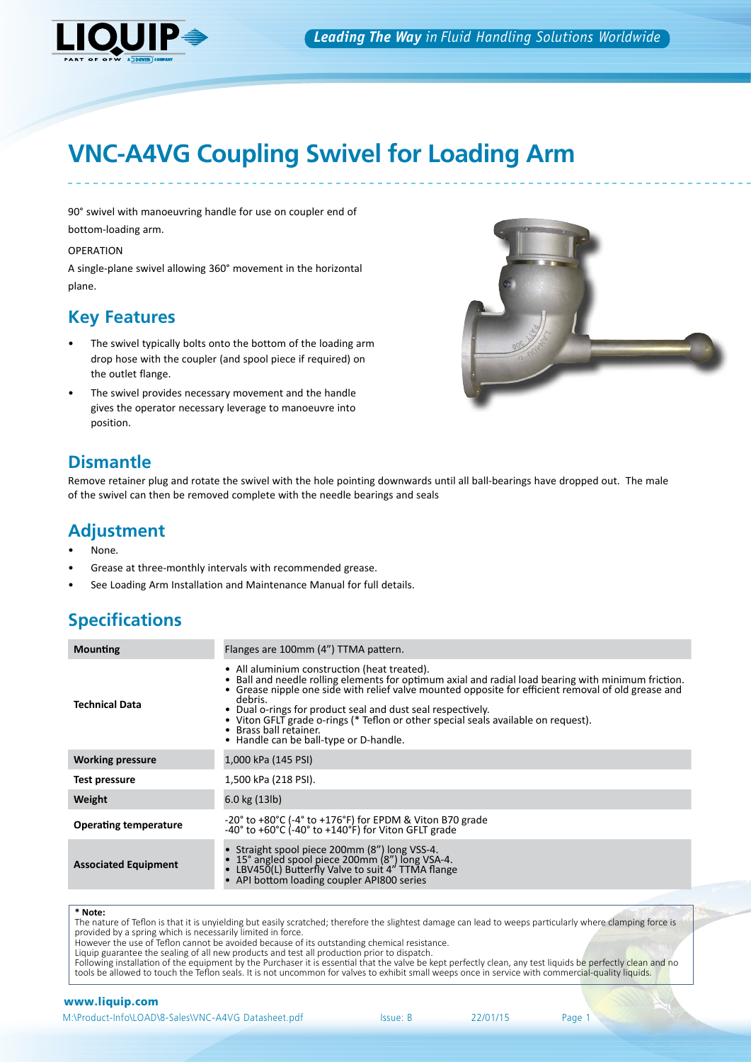# VNC-A4VG Coupling Swivel for Loading Arm

90° swivel with manoeuvring handle for use on coupler end of bottom-loading arm.

OPERATION

A single-plane swivel allowing 360° movement in the horizontal plane.

## Key Features

- The swivel typically bolts onto the bottom of the loading arm drop hose with the coupler (and spool piece if required) on the outlet flange.
- The swivel provides necessary movement and the handle gives the operator necessary leverage to manoeuvre into position.

## Dismantle

Remove retainer plug and rotate the swivel with the hole pointing downwards until all ball-bearings have dropped out. The male of the swivel can then be removed complete with the needle bearings and seals

## Adjustment

- None.
- Grease at three-monthly intervals with recommended grease.
- See Loading Arm Installation and Maintenance Manual for full details.

## Specifications

| | |
|---|---|
| **Mounting** | Flanges are 100mm (4") TTMA pattern. |
| **Technical Data** | • All aluminium construction (heat treated).<br>• Ball and needle rolling elements for optimum axial and radial load bearing with minimum friction.<br>• Grease nipple one side with relief valve mounted opposite for efficient removal of old grease and debris.<br>• Dual o-rings for product seal and dust seal respectively.<br>• Viton GFLT grade o-rings (* Teflon or other special seals available on request).<br>• Brass ball retainer.<br>• Handle can be ball-type or D-handle. |
| **Working pressure** | 1,000 kPa (145 PSI) |
| **Test pressure** | 1,500 kPa (218 PSI). |
| **Weight** | 6.0 kg (13lb) |
| **Operating temperature** | -20° to +80°C (-4° to +176°F) for EPDM & Viton B70 grade<br>-40° to +60°C (-40° to +140°F) for Viton GFLT grade |
| **Associated Equipment** | • Straight spool piece 200mm (8") long VSS-4.<br>• 15° angled spool piece 200mm (8") long VSA-4.<br>• LBV450(L) Butterfly Valve to suit 4" TTMA flange<br>• API bottom loading coupler API800 series |

**\* Note:**
The nature of Teflon is that it is unyielding but easily scratched; therefore the slightest damage can lead to weeps particularly where clamping force is provided by a spring which is necessarily limited in force.
However the use of Teflon cannot be avoided because of its outstanding chemical resistance.
Liquip guarantee the sealing of all new products and test all production prior to dispatch.
Following installation of the equipment by the Purchaser it is essential that the valve be kept perfectly clean, any test liquids be perfectly clean and no tools be allowed to touch the Teflon seals. It is not uncommon for valves to exhibit small weeps once in service with commercial-quality liquids.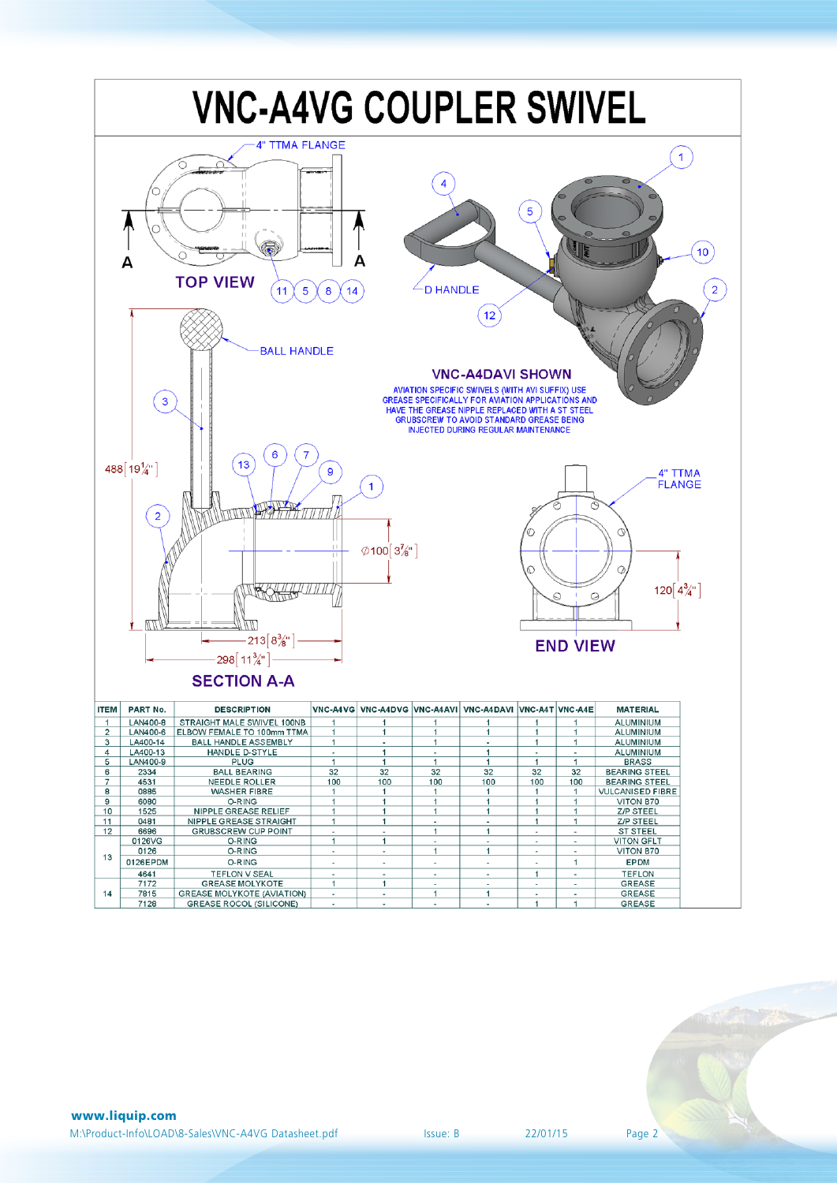# VNC-A4VG COUPLER SWIVEL

4" TTMA FLANGE

A A

TOP VIEW

11 5 8 14

BALL HANDLE

D HANDLE

VNC-A4DAVI SHOWN

AVIATION SPECIFIC SWIVELS (WITH AVI SUFFIX) USE GREASE SPECIFICALLY FOR AVIATION APPLICATIONS AND HAVE THE GREASE NIPPLE REPLACED WITH A ST STEEL GRUBSCREW TO AVOID STANDARD GREASE BEING INJECTED DURING REGULAR MAINTENANCE

488 [19¼"]

∅100 [3⅞"]

213 [8⅜"]

298 [11¾"]

SECTION A-A

4" TTMA FLANGE

120 [4¾"]

END VIEW

| ITEM | PART No. | DESCRIPTION | VNC-A4VG | VNC-A4DVG | VNC-A4AVI | VNC-A4DAVI | VNC-A4T | VNC-A4E | MATERIAL |
|---|---|---|---|---|---|---|---|---|---|
| 1 | LAN400-8 | STRAIGHT MALE SWIVEL 100NB | 1 | 1 | 1 | 1 | 1 | 1 | ALUMINIUM |
| 2 | LAN400-6 | ELBOW FEMALE TO 100mm TTMA | 1 | 1 | 1 | 1 | 1 | 1 | ALUMINIUM |
| 3 | LA400-14 | BALL HANDLE ASSEMBLY | 1 | - | 1 | - | 1 | 1 | ALUMINIUM |
| 4 | LA400-13 | HANDLE D-STYLE | - | 1 | - | 1 | - | - | ALUMINIUM |
| 5 | LAN400-9 | PLUG | 1 | 1 | 1 | 1 | 1 | 1 | BRASS |
| 6 | 2334 | BALL BEARING | 32 | 32 | 32 | 32 | 32 | 32 | BEARING STEEL |
| 7 | 4531 | NEEDLE ROLLER | 100 | 100 | 100 | 100 | 100 | 100 | BEARING STEEL |
| 8 | 0885 | WASHER FIBRE | 1 | 1 | 1 | 1 | 1 | 1 | VULCANISED FIBRE |
| 9 | 6080 | O-RING | 1 | 1 | 1 | 1 | 1 | 1 | VITON B70 |
| 10 | 1525 | NIPPLE GREASE RELIEF | 1 | 1 | 1 | 1 | 1 | 1 | Z/P STEEL |
| 11 | 0481 | NIPPLE GREASE STRAIGHT | 1 | 1 | - | - | 1 | 1 | Z/P STEEL |
| 12 | 6696 | GRUBSCREW CUP POINT | - | - | 1 | 1 | - | - | ST STEEL |
| 13 | 0126VG | O-RING | 1 | 1 | - | - | - | - | VITON GFLT |
| | 0126 | O-RING | - | - | 1 | 1 | - | - | VITON B70 |
| | 0126EPDM | O-RING | - | - | - | - | - | 1 | EPDM |
| | 4641 | TEFLON V SEAL | - | - | - | - | 1 | - | TEFLON |
| 14 | 7172 | GREASE MOLYKOTE | 1 | 1 | - | - | - | - | GREASE |
| | 7815 | GREASE MOLYKOTE (AVIATION) | - | - | 1 | 1 | - | - | GREASE |
| | 7128 | GREASE ROCOL (SILICONE) | - | - | - | - | 1 | 1 | GREASE |

www.liquip.com

M:\Product-Info\LOAD\8-Sales\VNC-A4VG Datasheet.pdf Issue: B 22/01/15